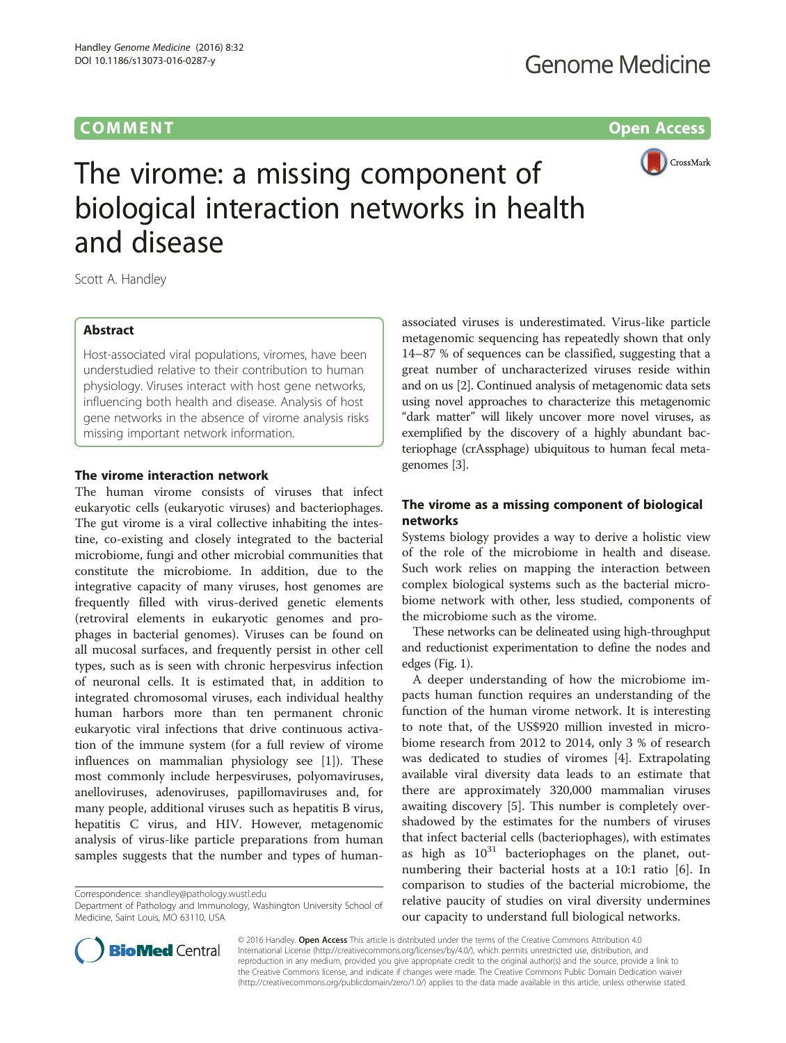COMMENT Open Access

# The virome: a missing component of biological interaction networks in health and disease

Scott A. Handley

## Abstract

Host-associated viral populations, viromes, have been understudied relative to their contribution to human physiology. Viruses interact with host gene networks, influencing both health and disease. Analysis of host gene networks in the absence of virome analysis risks missing important network information.

## The virome interaction network

The human virome consists of viruses that infect eukaryotic cells (eukaryotic viruses) and bacteriophages. The gut virome is a viral collective inhabiting the intestine, co-existing and closely integrated to the bacterial microbiome, fungi and other microbial communities that constitute the microbiome. In addition, due to the integrative capacity of many viruses, host genomes are frequently filled with virus-derived genetic elements (retroviral elements in eukaryotic genomes and prophages in bacterial genomes). Viruses can be found on all mucosal surfaces, and frequently persist in other cell types, such as is seen with chronic herpesvirus infection of neuronal cells. It is estimated that, in addition to integrated chromosomal viruses, each individual healthy human harbors more than ten permanent chronic eukaryotic viral infections that drive continuous activation of the immune system (for a full review of virome influences on mammalian physiology see [1]). These most commonly include herpesviruses, polyomaviruses, anelloviruses, adenoviruses, papillomaviruses and, for many people, additional viruses such as hepatitis B virus, hepatitis C virus, and HIV. However, metagenomic analysis of virus-like particle preparations from human samples suggests that the number and types of human-associated viruses is underestimated. Virus-like particle metagenomic sequencing has repeatedly shown that only 14–87 % of sequences can be classified, suggesting that a great number of uncharacterized viruses reside within and on us [2]. Continued analysis of metagenomic data sets using novel approaches to characterize this metagenomic "dark matter" will likely uncover more novel viruses, as exemplified by the discovery of a highly abundant bacteriophage (crAssphage) ubiquitous to human fecal metagenomes [3].

## The virome as a missing component of biological networks

Systems biology provides a way to derive a holistic view of the role of the microbiome in health and disease. Such work relies on mapping the interaction between complex biological systems such as the bacterial microbiome network with other, less studied, components of the microbiome such as the virome.

These networks can be delineated using high-throughput and reductionist experimentation to define the nodes and edges (Fig. 1).

A deeper understanding of how the microbiome impacts human function requires an understanding of the function of the human virome network. It is interesting to note that, of the US$920 million invested in microbiome research from 2012 to 2014, only 3 % of research was dedicated to studies of viromes [4]. Extrapolating available viral diversity data leads to an estimate that there are approximately 320,000 mammalian viruses awaiting discovery [5]. This number is completely overshadowed by the estimates for the numbers of viruses that infect bacterial cells (bacteriophages), with estimates as high as $10^{31}$ bacteriophages on the planet, outnumbering their bacterial hosts at a 10:1 ratio [6]. In comparison to studies of the bacterial microbiome, the relative paucity of studies on viral diversity undermines our capacity to understand full biological networks.

Correspondence: shandley@pathology.wustl.edu
Department of Pathology and Immunology, Washington University School of Medicine, Saint Louis, MO 63110, USA

© 2016 Handley. **Open Access** This article is distributed under the terms of the Creative Commons Attribution 4.0 International License (http://creativecommons.org/licenses/by/4.0/), which permits unrestricted use, distribution, and reproduction in any medium, provided you give appropriate credit to the original author(s) and the source, provide a link to the Creative Commons license, and indicate if changes were made. The Creative Commons Public Domain Dedication waiver (http://creativecommons.org/publicdomain/zero/1.0/) applies to the data made available in this article, unless otherwise stated.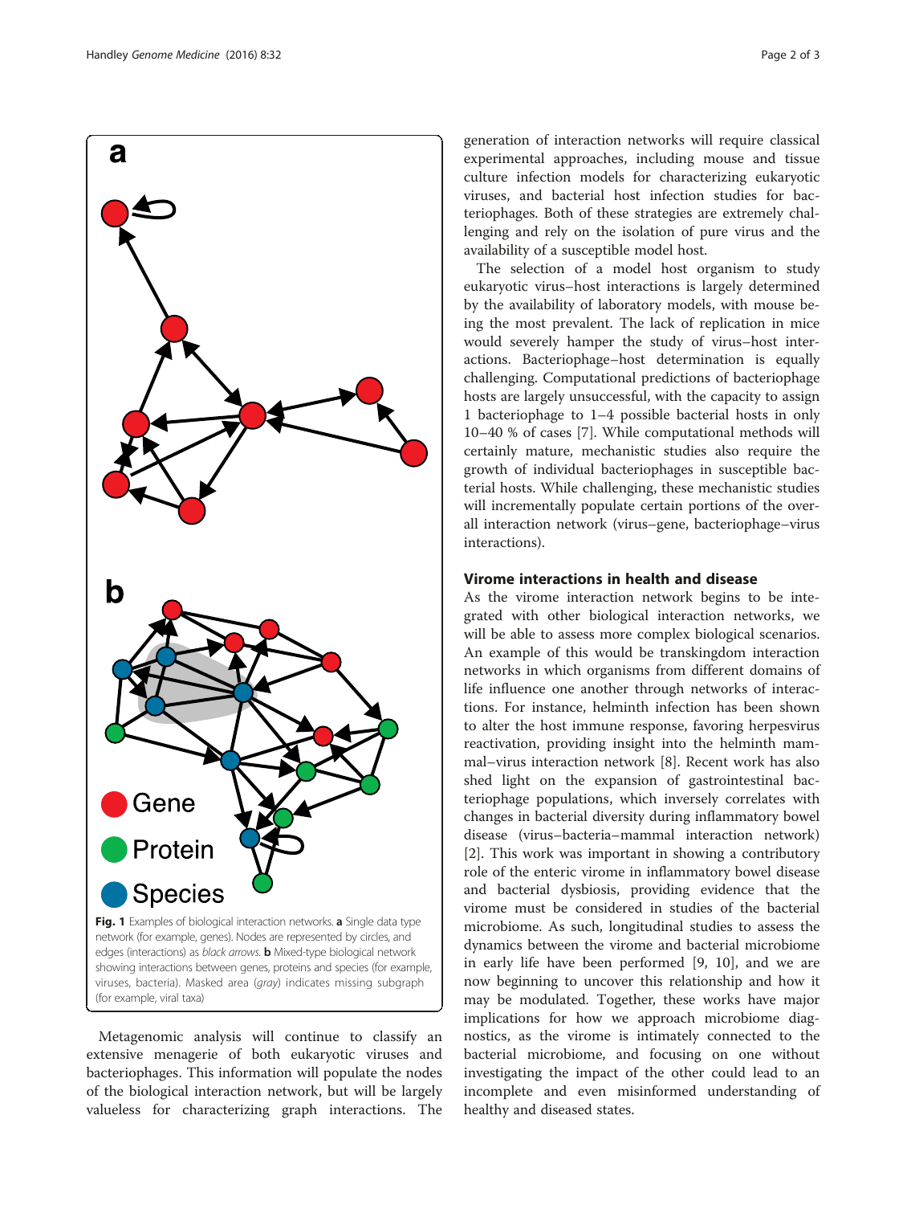a

b

Gene

Protein

Species

**Fig. 1** Examples of biological interaction networks. **a** Single data type network (for example, genes). Nodes are represented by circles, and edges (interactions) as *black arrows*. **b** Mixed-type biological network showing interactions between genes, proteins and species (for example, viruses, bacteria). Masked area (*gray*) indicates missing subgraph (for example, viral taxa)

Metagenomic analysis will continue to classify an extensive menagerie of both eukaryotic viruses and bacteriophages. This information will populate the nodes of the biological interaction network, but will be largely valueless for characterizing graph interactions. The generation of interaction networks will require classical experimental approaches, including mouse and tissue culture infection models for characterizing eukaryotic viruses, and bacterial host infection studies for bacteriophages. Both of these strategies are extremely challenging and rely on the isolation of pure virus and the availability of a susceptible model host.

The selection of a model host organism to study eukaryotic virus–host interactions is largely determined by the availability of laboratory models, with mouse being the most prevalent. The lack of replication in mice would severely hamper the study of virus–host interactions. Bacteriophage–host determination is equally challenging. Computational predictions of bacteriophage hosts are largely unsuccessful, with the capacity to assign 1 bacteriophage to 1–4 possible bacterial hosts in only 10–40 % of cases [7]. While computational methods will certainly mature, mechanistic studies also require the growth of individual bacteriophages in susceptible bacterial hosts. While challenging, these mechanistic studies will incrementally populate certain portions of the overall interaction network (virus–gene, bacteriophage–virus interactions).

## Virome interactions in health and disease

As the virome interaction network begins to be integrated with other biological interaction networks, we will be able to assess more complex biological scenarios. An example of this would be transkingdom interaction networks in which organisms from different domains of life influence one another through networks of interactions. For instance, helminth infection has been shown to alter the host immune response, favoring herpesvirus reactivation, providing insight into the helminth mammal–virus interaction network [8]. Recent work has also shed light on the expansion of gastrointestinal bacteriophage populations, which inversely correlates with changes in bacterial diversity during inflammatory bowel disease (virus–bacteria–mammal interaction network) [2]. This work was important in showing a contributory role of the enteric virome in inflammatory bowel disease and bacterial dysbiosis, providing evidence that the virome must be considered in studies of the bacterial microbiome. As such, longitudinal studies to assess the dynamics between the virome and bacterial microbiome in early life have been performed [9, 10], and we are now beginning to uncover this relationship and how it may be modulated. Together, these works have major implications for how we approach microbiome diagnostics, as the virome is intimately connected to the bacterial microbiome, and focusing on one without investigating the impact of the other could lead to an incomplete and even misinformed understanding of healthy and diseased states.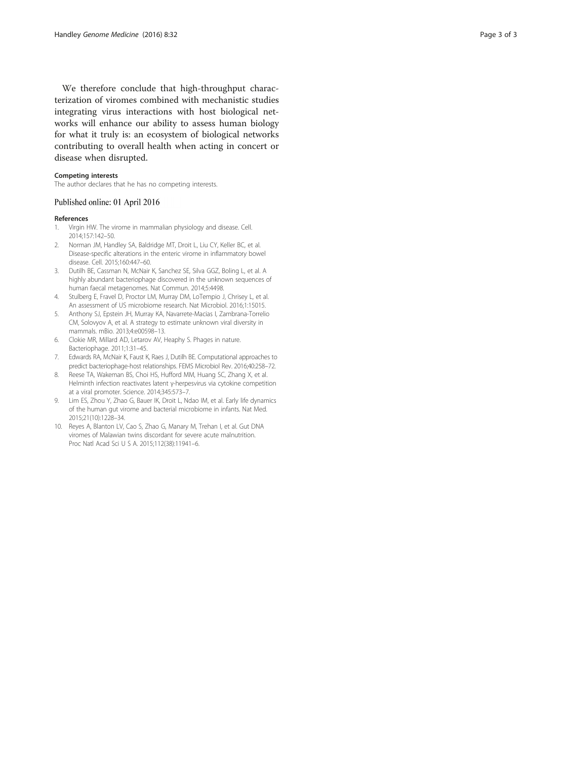We therefore conclude that high-throughput characterization of viromes combined with mechanistic studies integrating virus interactions with host biological networks will enhance our ability to assess human biology for what it truly is: an ecosystem of biological networks contributing to overall health when acting in concert or disease when disrupted.

### Competing interests

The author declares that he has no competing interests.

Published online: 01 April 2016

### References

1. Virgin HW. The virome in mammalian physiology and disease. Cell. 2014;157:142–50.
2. Norman JM, Handley SA, Baldridge MT, Droit L, Liu CY, Keller BC, et al. Disease-specific alterations in the enteric virome in inflammatory bowel disease. Cell. 2015;160:447–60.
3. Dutilh BE, Cassman N, McNair K, Sanchez SE, Silva GGZ, Boling L, et al. A highly abundant bacteriophage discovered in the unknown sequences of human faecal metagenomes. Nat Commun. 2014;5:4498.
4. Stulberg E, Fravel D, Proctor LM, Murray DM, LoTempio J, Chrisey L, et al. An assessment of US microbiome research. Nat Microbiol. 2016;1:15015.
5. Anthony SJ, Epstein JH, Murray KA, Navarrete-Macias I, Zambrana-Torrelio CM, Solovyov A, et al. A strategy to estimate unknown viral diversity in mammals. mBio. 2013;4:e00598–13.
6. Clokie MR, Millard AD, Letarov AV, Heaphy S. Phages in nature. Bacteriophage. 2011;1:31–45.
7. Edwards RA, McNair K, Faust K, Raes J, Dutilh BE. Computational approaches to predict bacteriophage-host relationships. FEMS Microbiol Rev. 2016;40:258–72.
8. Reese TA, Wakeman BS, Choi HS, Hufford MM, Huang SC, Zhang X, et al. Helminth infection reactivates latent γ-herpesvirus via cytokine competition at a viral promoter. Science. 2014;345:573–7.
9. Lim ES, Zhou Y, Zhao G, Bauer IK, Droit L, Ndao IM, et al. Early life dynamics of the human gut virome and bacterial microbiome in infants. Nat Med. 2015;21(10):1228–34.
10. Reyes A, Blanton LV, Cao S, Zhao G, Manary M, Trehan I, et al. Gut DNA viromes of Malawian twins discordant for severe acute malnutrition. Proc Natl Acad Sci U S A. 2015;112(38):11941–6.